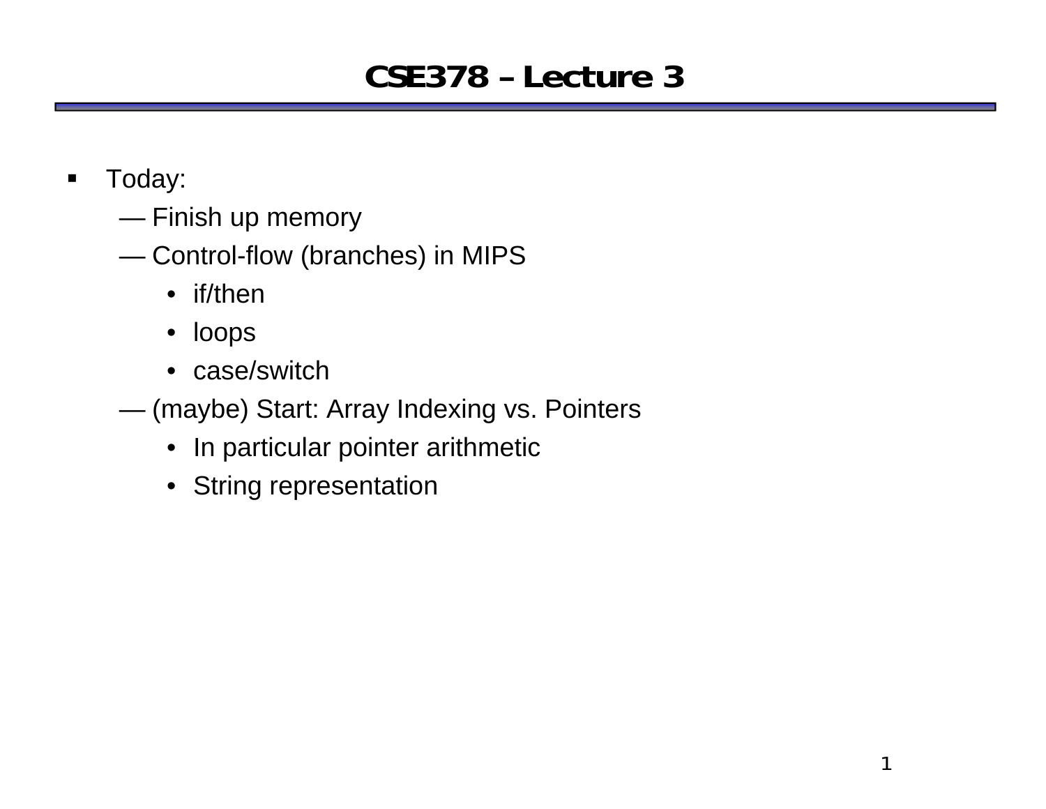# CSE378 – Lecture 3

- Today:
  - — Finish up memory
  - — Control-flow (branches) in MIPS
    - if/then
    - loops
    - case/switch
  - — (maybe) Start: Array Indexing vs. Pointers
    - In particular pointer arithmetic
    - String representation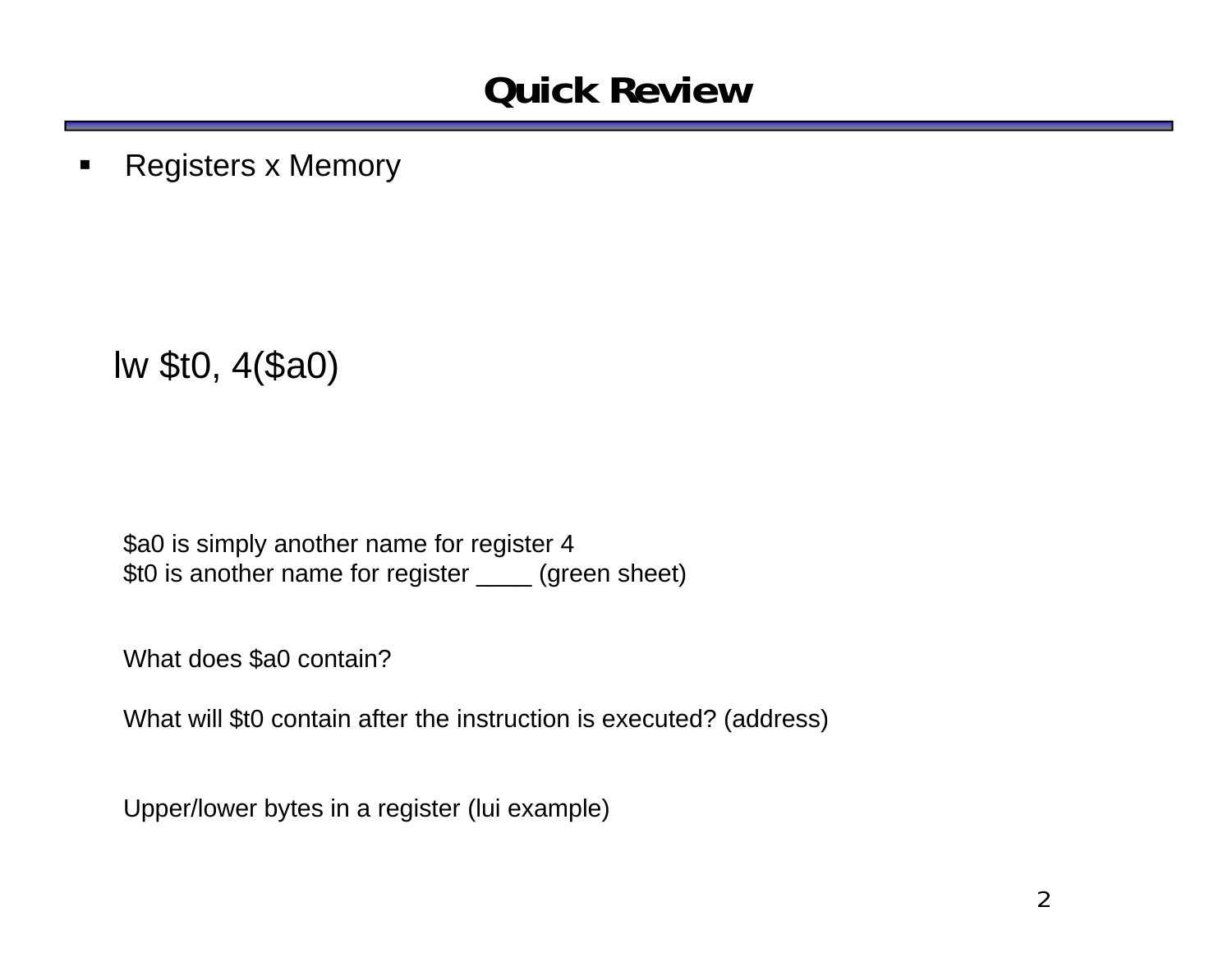# Quick Review

- Registers x Memory

```
lw $t0, 4($a0)
```

$a0 is simply another name for register 4
$t0 is another name for register ____ (green sheet)

What does $a0 contain?

What will $t0 contain after the instruction is executed? (address)

Upper/lower bytes in a register (lui example)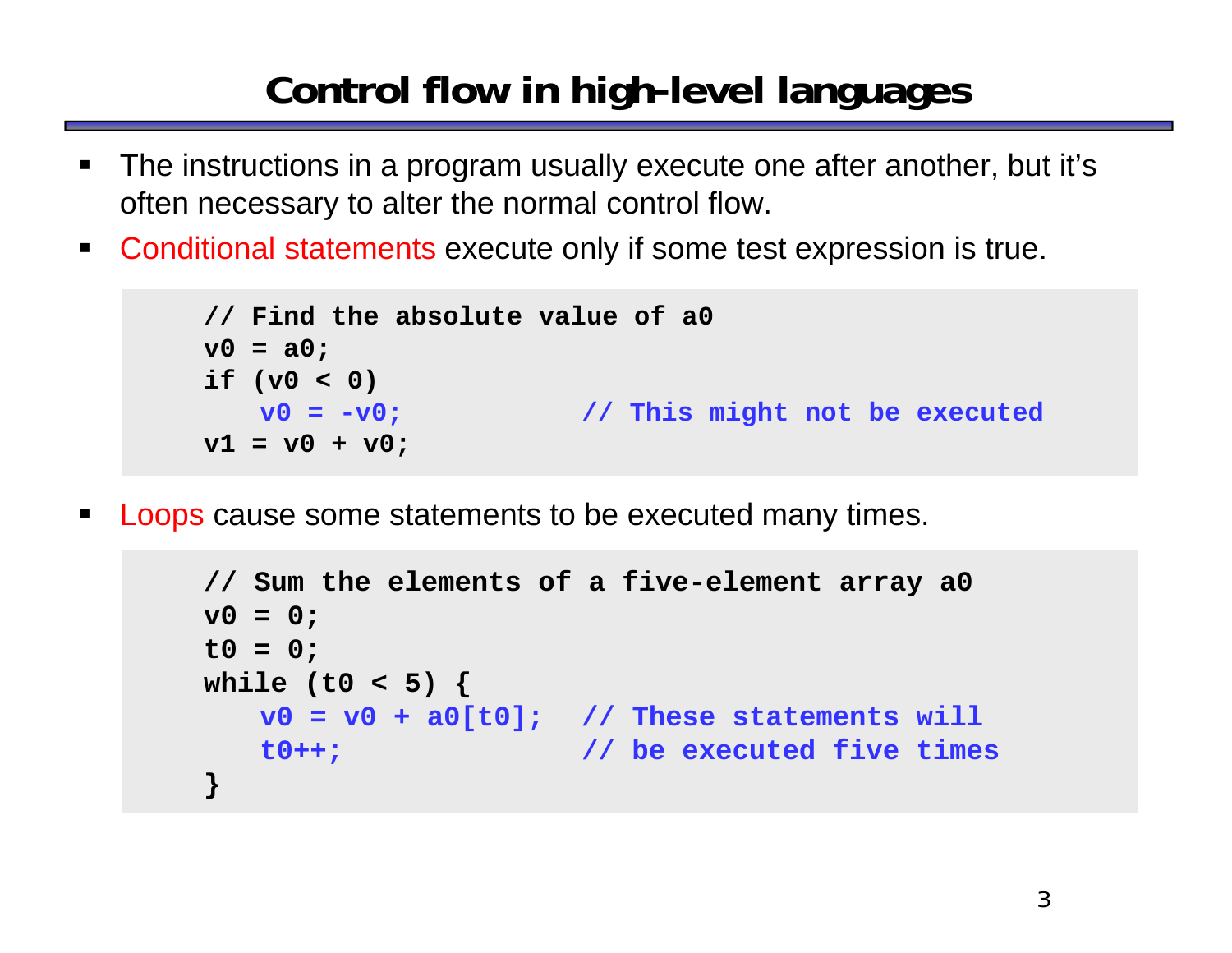# Control flow in high-level languages

- The instructions in a program usually execute one after another, but it's often necessary to alter the normal control flow.
- Conditional statements execute only if some test expression is true.

```
// Find the absolute value of a0
v0 = a0;
if (v0 < 0)
   v0 = -v0;            // This might not be executed
v1 = v0 + v0;
```

- Loops cause some statements to be executed many times.

```
// Sum the elements of a five-element array a0
v0 = 0;
t0 = 0;
while (t0 < 5) {
   v0 = v0 + a0[t0];  // These statements will
   t0++;              // be executed five times
}
```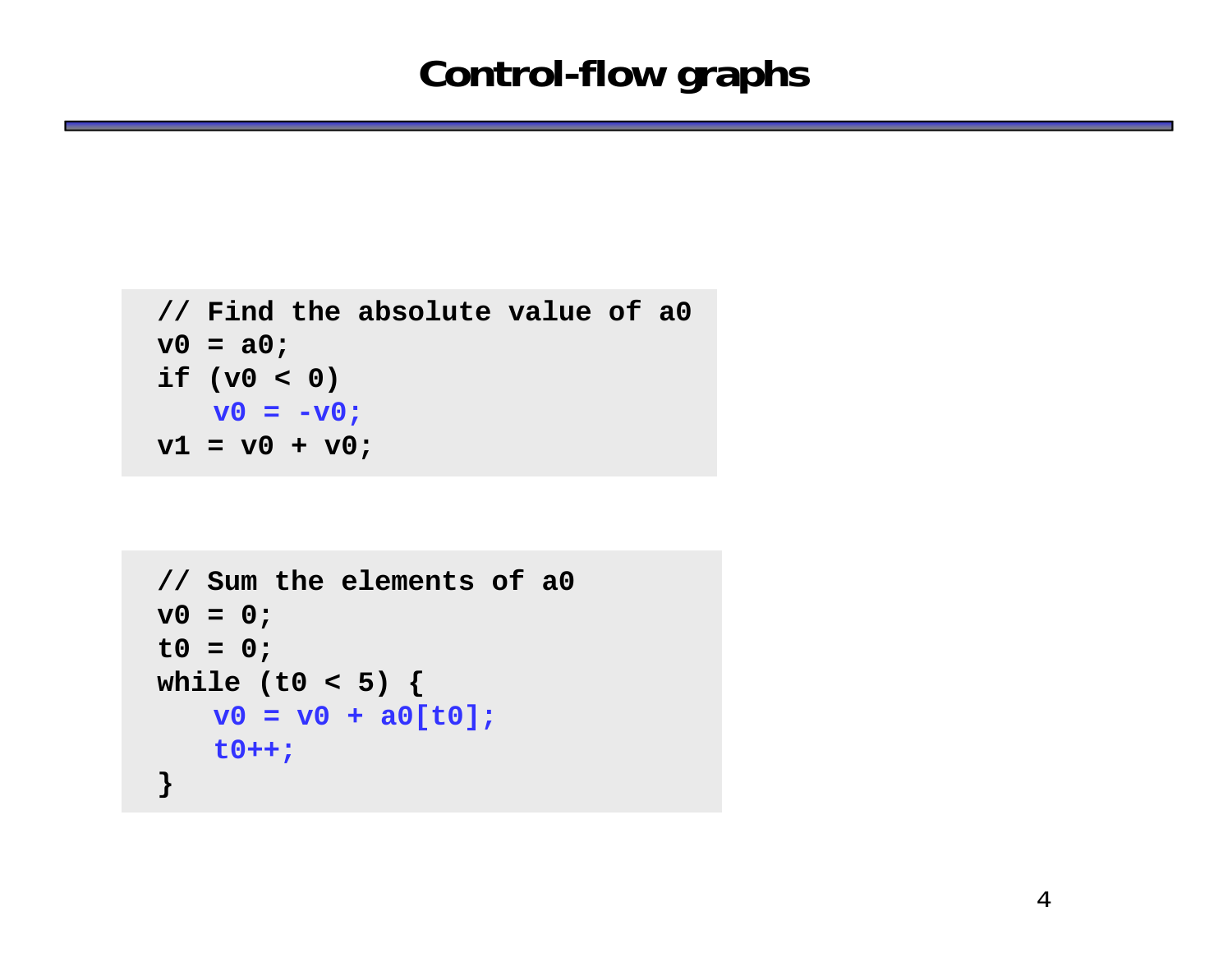# Control-flow graphs

```
// Find the absolute value of a0
v0 = a0;
if (v0 < 0)
   v0 = -v0;
v1 = v0 + v0;
```

```
// Sum the elements of a0
v0 = 0;
t0 = 0;
while (t0 < 5) {
   v0 = v0 + a0[t0];
   t0++;
}
```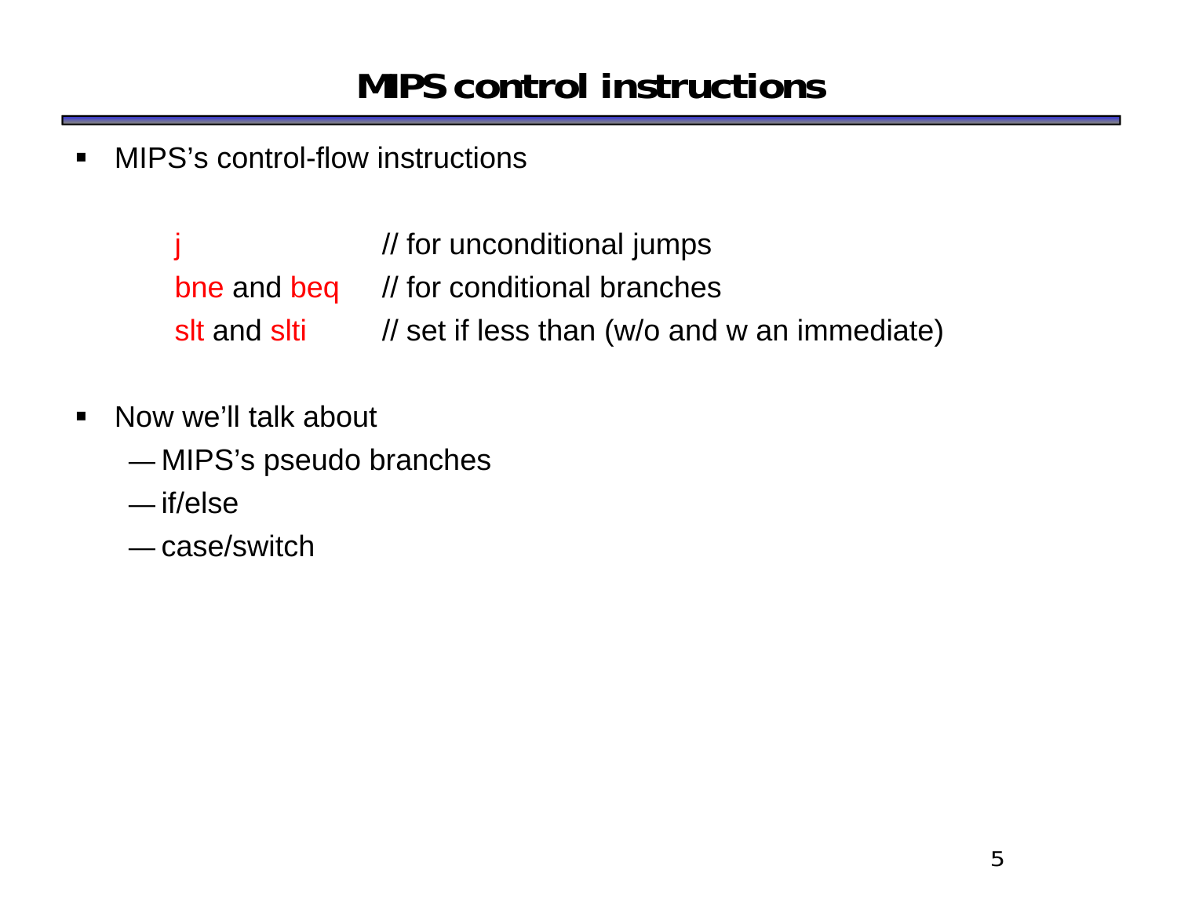# MIPS control instructions

- MIPS's control-flow instructions

```
j               // for unconditional jumps
bne and beq     // for conditional branches
slt and slti    // set if less than (w/o and w an immediate)
```

- Now we'll talk about
  - MIPS's pseudo branches
  - if/else
  - case/switch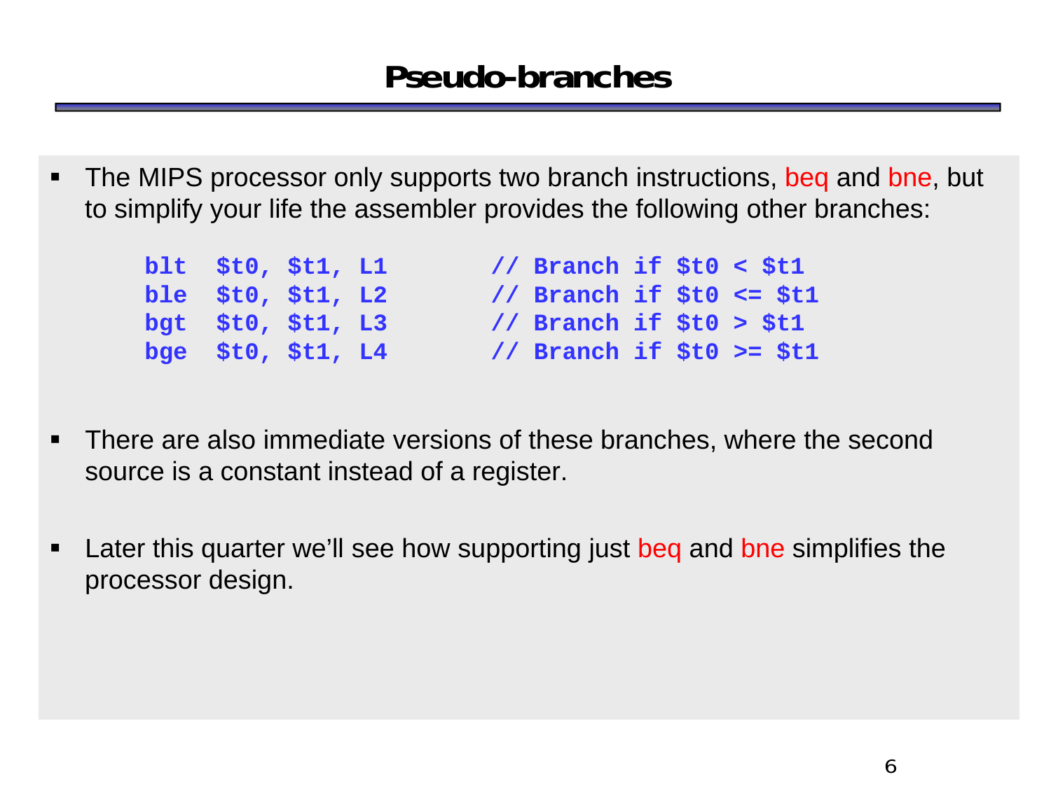# Pseudo-branches

- The MIPS processor only supports two branch instructions, beq and bne, but to simplify your life the assembler provides the following other branches:

```
blt  $t0, $t1, L1       // Branch if $t0 < $t1
ble  $t0, $t1, L2       // Branch if $t0 <= $t1
bgt  $t0, $t1, L3       // Branch if $t0 > $t1
bge  $t0, $t1, L4       // Branch if $t0 >= $t1
```

- There are also immediate versions of these branches, where the second source is a constant instead of a register.

- Later this quarter we'll see how supporting just beq and bne simplifies the processor design.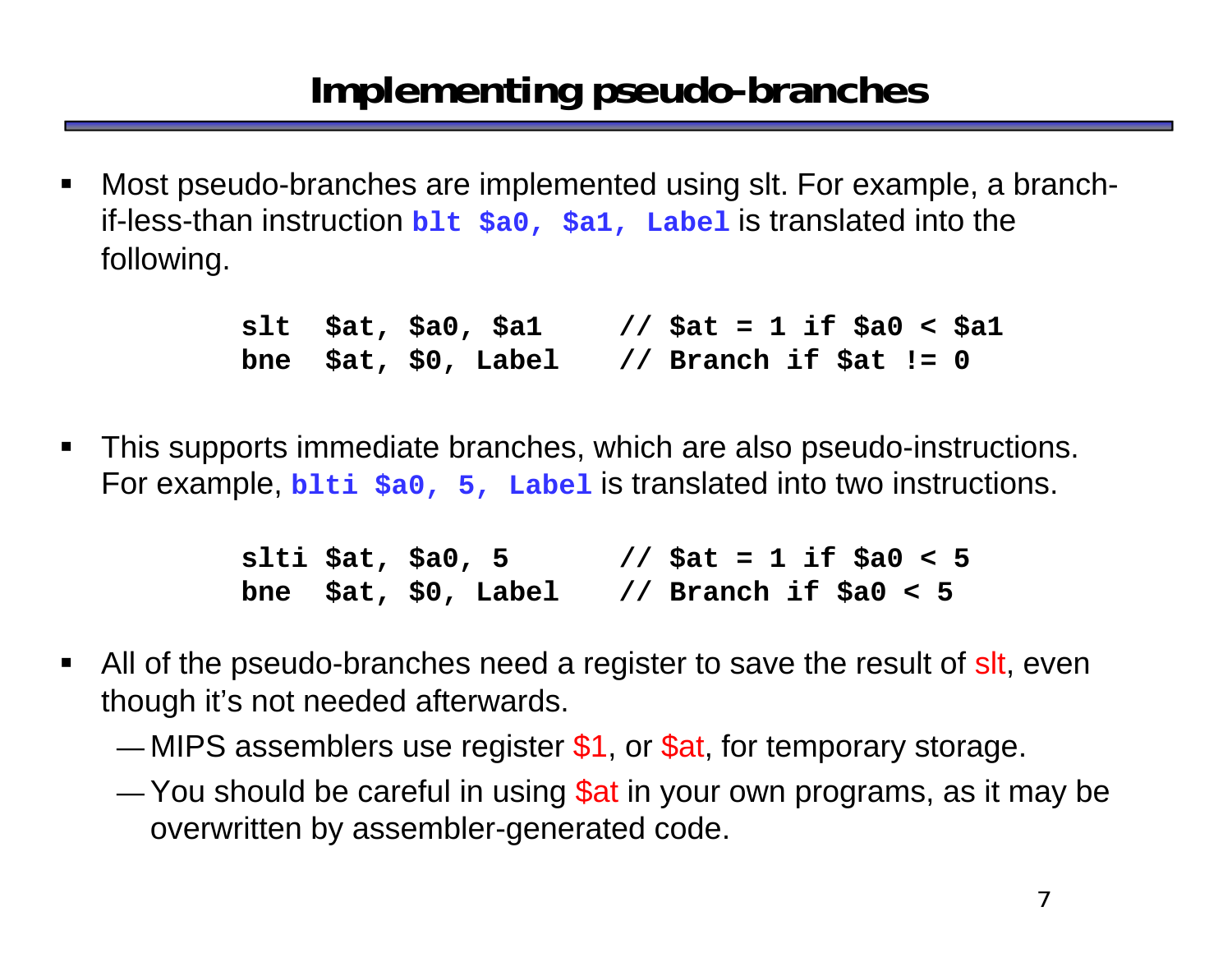# Implementing pseudo-branches

- Most pseudo-branches are implemented using slt. For example, a branch-if-less-than instruction `blt $a0, $a1, Label` is translated into the following.

```
slt  $at, $a0, $a1     // $at = 1 if $a0 < $a1
bne  $at, $0, Label    // Branch if $at != 0
```

- This supports immediate branches, which are also pseudo-instructions. For example, `blti $a0, 5, Label` is translated into two instructions.

```
slti $at, $a0, 5       // $at = 1 if $a0 < 5
bne  $at, $0, Label    // Branch if $a0 < 5
```

- All of the pseudo-branches need a register to save the result of slt, even though it's not needed afterwards.
  - MIPS assemblers use register $1, or $at, for temporary storage.
  - You should be careful in using $at in your own programs, as it may be overwritten by assembler-generated code.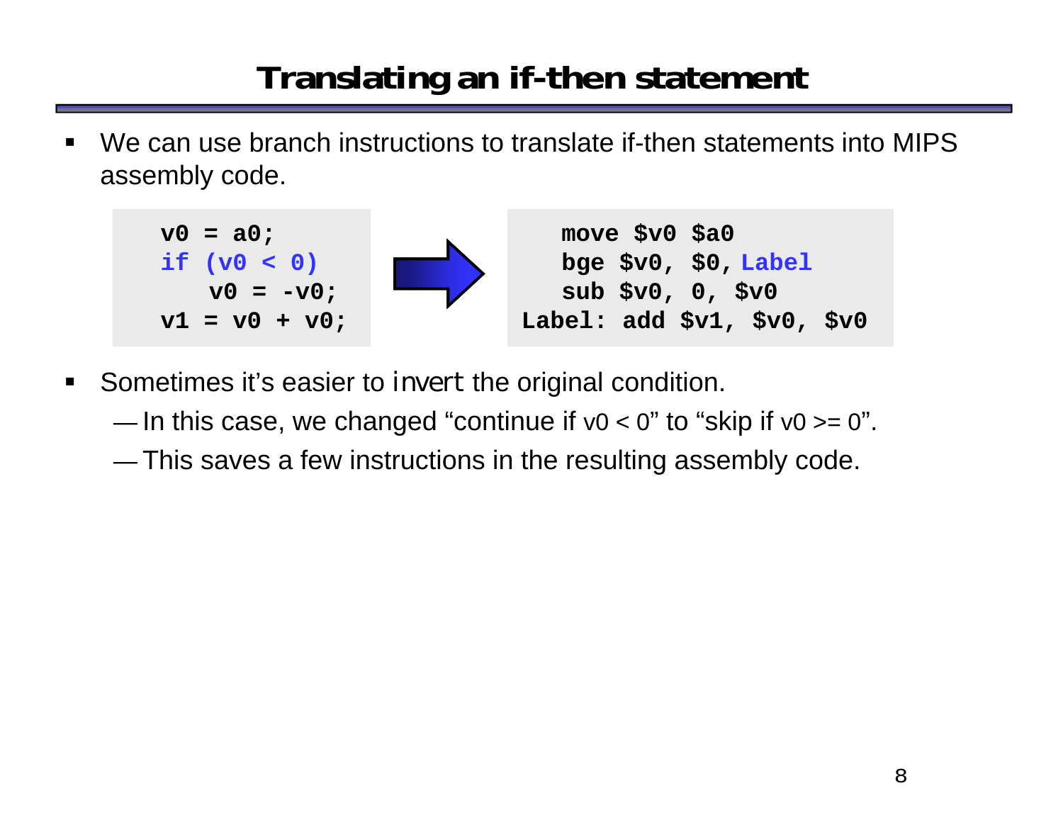# Translating an if-then statement

- We can use branch instructions to translate if-then statements into MIPS assembly code.

```
v0 = a0;
if (v0 < 0)
    v0 = -v0;
v1 = v0 + v0;
```

```
       move $v0 $a0
       bge $v0, $0, Label
       sub $v0, 0, $v0
Label: add $v1, $v0, $v0
```

- Sometimes it's easier to *invert* the original condition.
  - In this case, we changed "continue if v0 < 0" to "skip if v0 >= 0".
  - This saves a few instructions in the resulting assembly code.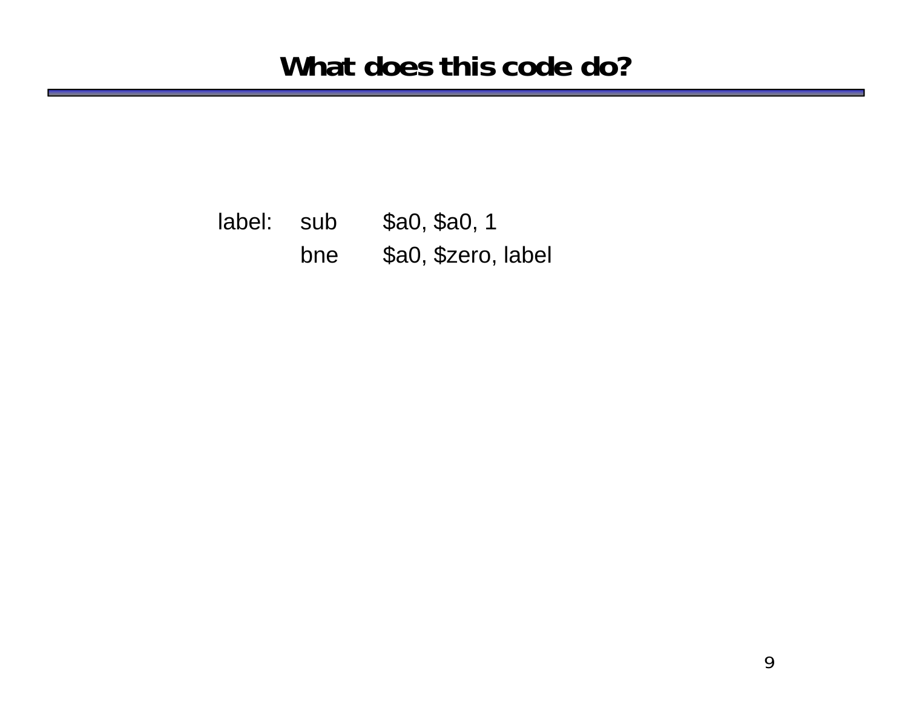# What does this code do?

```
label:  sub   $a0, $a0, 1
        bne   $a0, $zero, label
```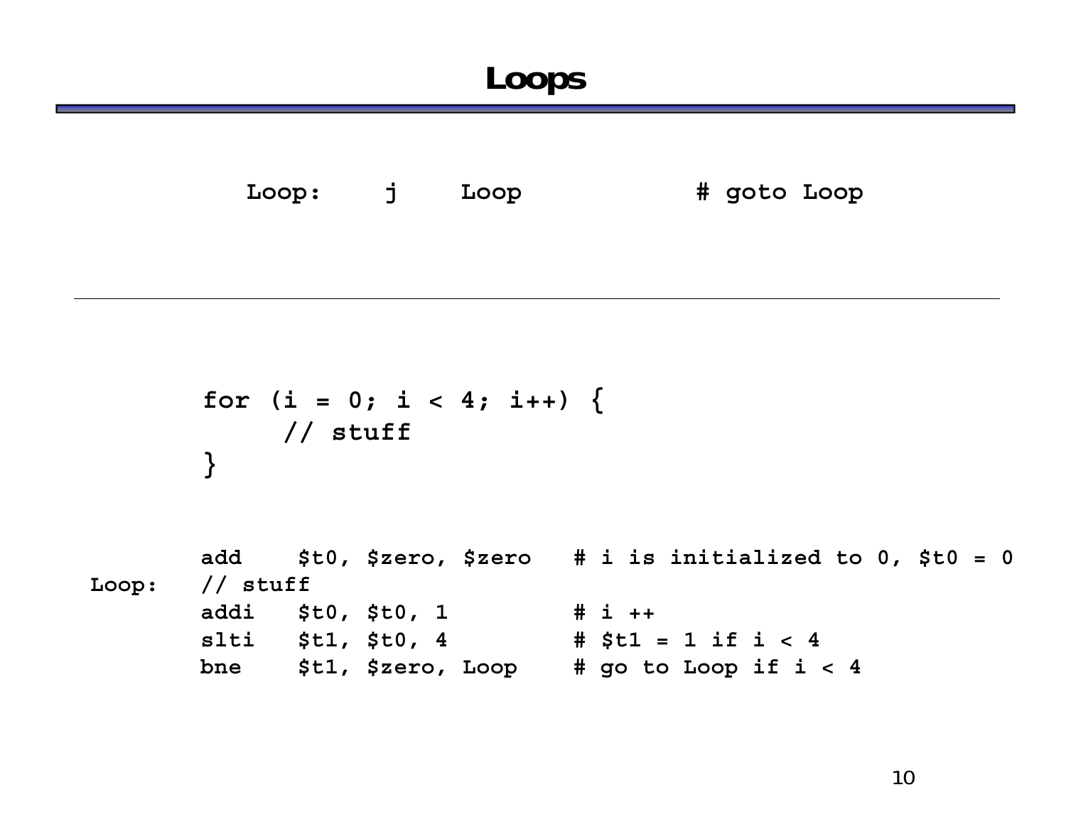# Loops

```
Loop:    j    Loop            # goto Loop
```

---

```
for (i = 0; i < 4; i++) {
     // stuff
}
```

```
        add    $t0, $zero, $zero   # i is initialized to 0, $t0 = 0
Loop:   // stuff
        addi   $t0, $t0, 1         # i ++
        slti   $t1, $t0, 4         # $t1 = 1 if i < 4
        bne    $t1, $zero, Loop    # go to Loop if i < 4
```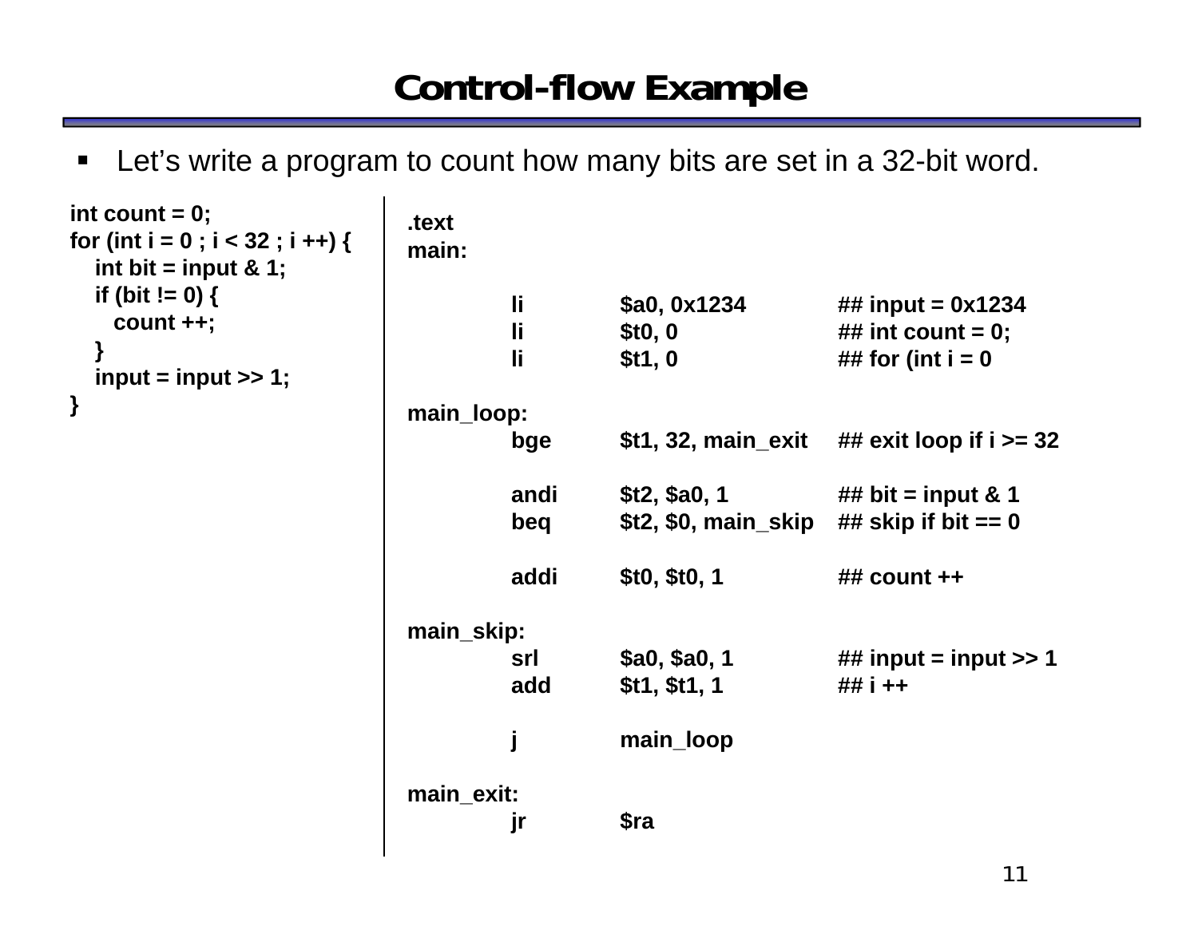# Control-flow Example

- Let’s write a program to count how many bits are set in a 32-bit word.

```c
int count = 0;
for (int i = 0 ; i < 32 ; i ++) {
   int bit = input & 1;
   if (bit != 0) {
     count ++;
   }
   input = input >> 1;
}
```

```
.text
main:

        li      $a0, 0x1234           ## input = 0x1234
        li      $t0, 0                ## int count = 0;
        li      $t1, 0                ## for (int i = 0

main_loop:
        bge     $t1, 32, main_exit    ## exit loop if i >= 32

        andi    $t2, $a0, 1           ## bit = input & 1
        beq     $t2, $0, main_skip    ## skip if bit == 0

        addi    $t0, $t0, 1           ## count ++

main_skip:
        srl     $a0, $a0, 1           ## input = input >> 1
        add     $t1, $t1, 1           ## i ++

        j       main_loop

main_exit:
        jr      $ra
```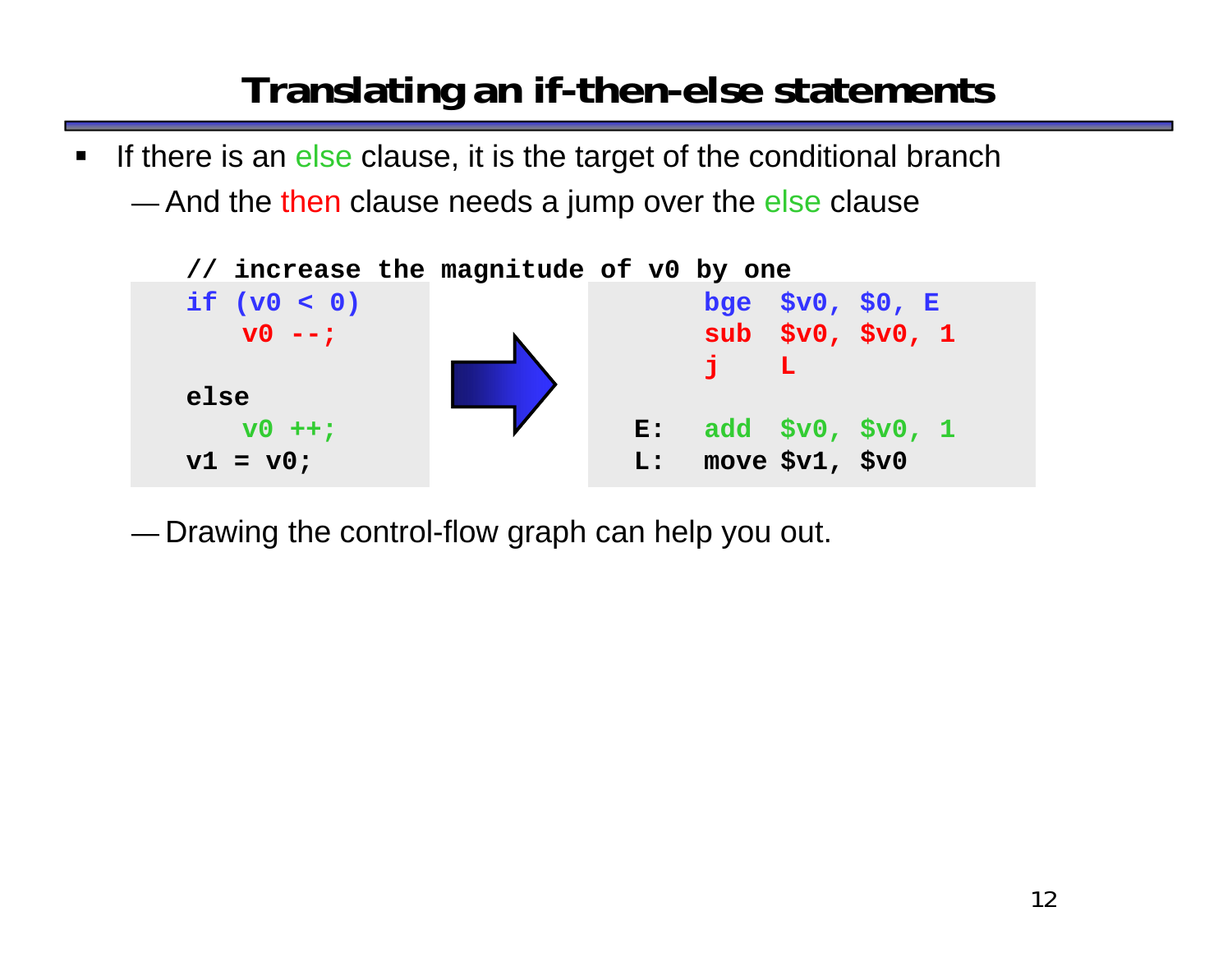# Translating an if-then-else statements

- If there is an else clause, it is the target of the conditional branch
  - And the then clause needs a jump over the else clause

```
// increase the magnitude of v0 by one
if (v0 < 0)
    v0 --;

else
    v0 ++;
v1 = v0;
```

```
        bge  $v0, $0, E
        sub  $v0, $v0, 1
        j    L

E:      add  $v0, $v0, 1
L:      move $v1, $v0
```

  - Drawing the control-flow graph can help you out.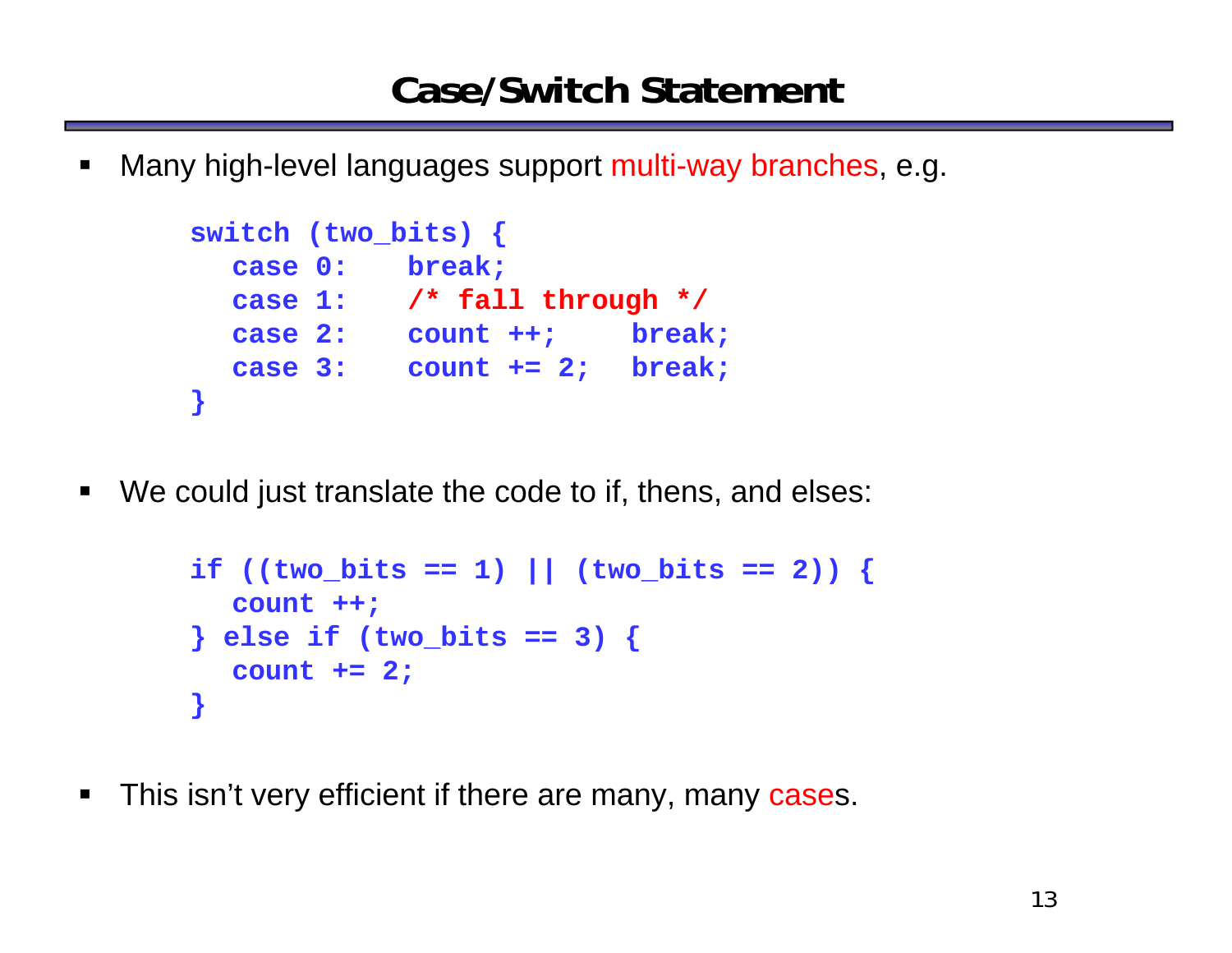# Case/Switch Statement

- Many high-level languages support multi-way branches, e.g.

```
switch (two_bits) {
  case 0:    break;
  case 1:    /* fall through */
  case 2:    count ++;    break;
  case 3:    count += 2;  break;
}
```

- We could just translate the code to if, thens, and elses:

```
if ((two_bits == 1) || (two_bits == 2)) {
  count ++;
} else if (two_bits == 3) {
  count += 2;
}
```

- This isn't very efficient if there are many, many cases.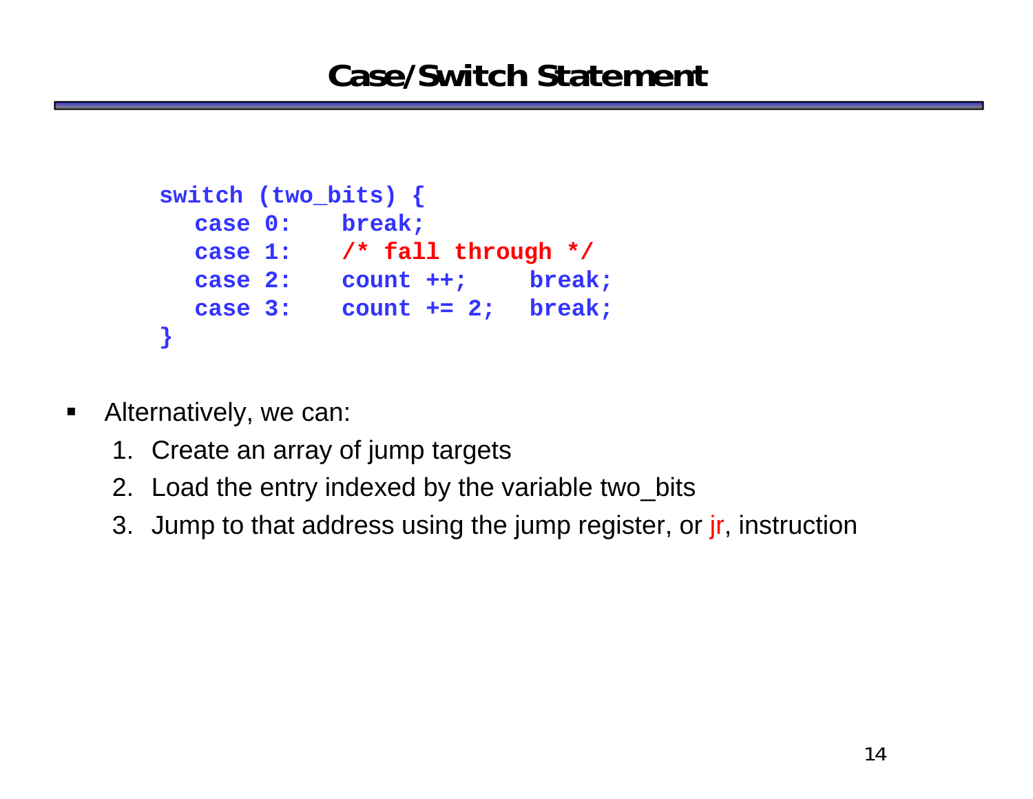# Case/Switch Statement

```
switch (two_bits) {
  case 0:    break;
  case 1:    /* fall through */
  case 2:    count ++;    break;
  case 3:    count += 2;  break;
}
```

- Alternatively, we can:
  1. Create an array of jump targets
  2. Load the entry indexed by the variable two_bits
  3. Jump to that address using the jump register, or jr, instruction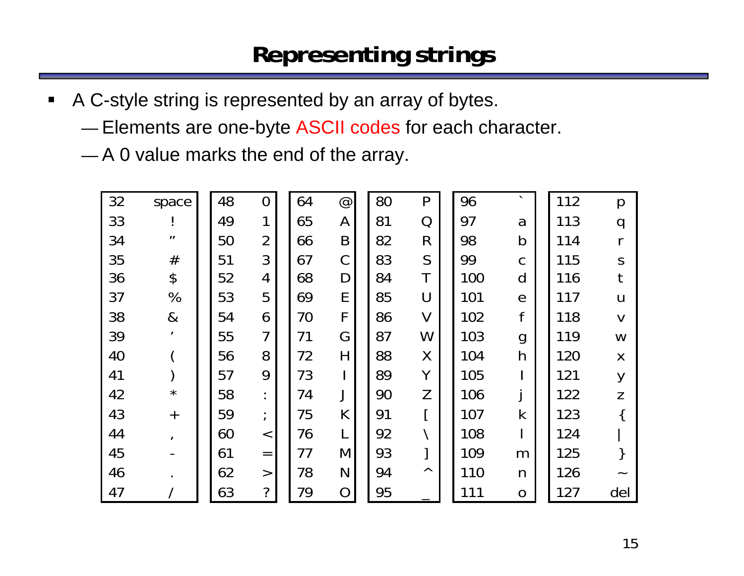# Representing strings

- A C-style string is represented by an array of bytes.
  - — Elements are one-byte ASCII codes for each character.
  - — A 0 value marks the end of the array.

| | | | | | | | | | | | |
|---|---|---|---|---|---|---|---|---|---|---|---|
| 32 | space | 48 | 0 | 64 | @ | 80 | P | 96 | ` | 112 | p |
| 33 | ! | 49 | 1 | 65 | A | 81 | Q | 97 | a | 113 | q |
| 34 | ” | 50 | 2 | 66 | B | 82 | R | 98 | b | 114 | r |
| 35 | # | 51 | 3 | 67 | C | 83 | S | 99 | c | 115 | s |
| 36 | $ | 52 | 4 | 68 | D | 84 | T | 100 | d | 116 | t |
| 37 | % | 53 | 5 | 69 | E | 85 | U | 101 | e | 117 | u |
| 38 | & | 54 | 6 | 70 | F | 86 | V | 102 | f | 118 | v |
| 39 | ’ | 55 | 7 | 71 | G | 87 | W | 103 | g | 119 | w |
| 40 | ( | 56 | 8 | 72 | H | 88 | X | 104 | h | 120 | x |
| 41 | ) | 57 | 9 | 73 | I | 89 | Y | 105 | I | 121 | y |
| 42 | * | 58 | : | 74 | J | 90 | Z | 106 | j | 122 | z |
| 43 | + | 59 | ; | 75 | K | 91 | [ | 107 | k | 123 | { |
| 44 | , | 60 | < | 76 | L | 92 | \ | 108 | l | 124 | \| |
| 45 | - | 61 | = | 77 | M | 93 | ] | 109 | m | 125 | } |
| 46 | . | 62 | > | 78 | N | 94 | ^ | 110 | n | 126 | ~ |
| 47 | / | 63 | ? | 79 | O | 95 | _ | 111 | o | 127 | del |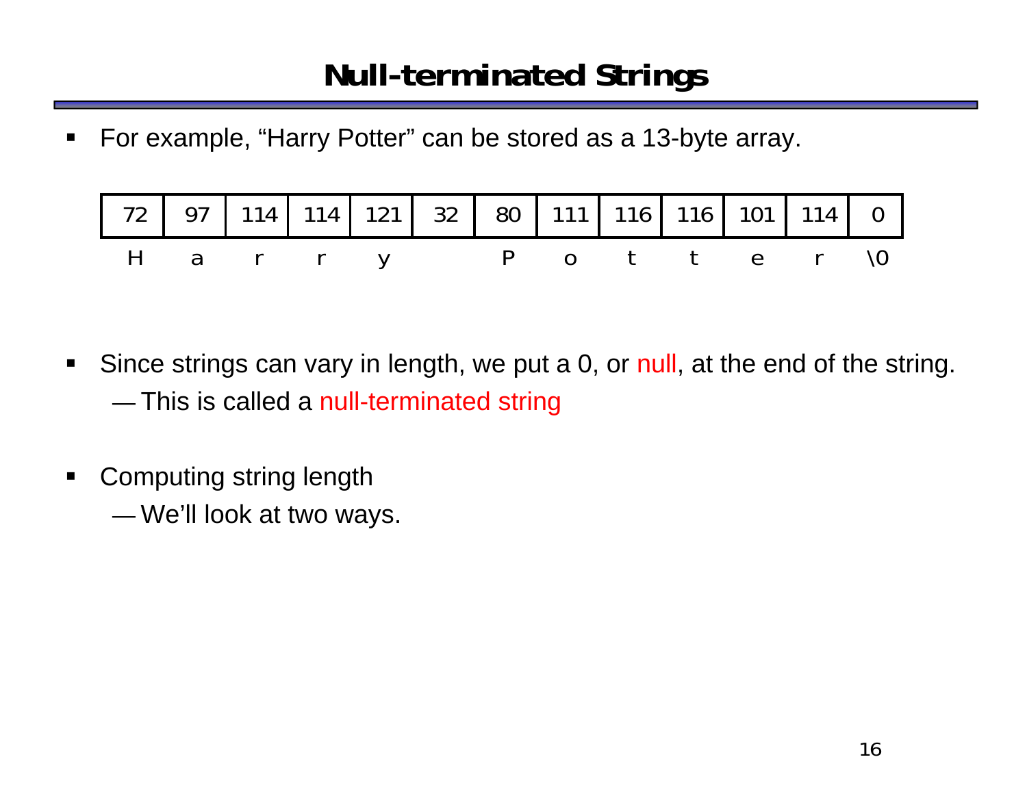# Null-terminated Strings

- For example, “Harry Potter” can be stored as a 13-byte array.

| 72 | 97 | 114 | 114 | 121 | 32 | 80 | 111 | 116 | 116 | 101 | 114 | 0 |
|---|---|---|---|---|---|---|---|---|---|---|---|---|
| H | a | r | r | y |  | P | o | t | t | e | r | \0 |

- Since strings can vary in length, we put a 0, or null, at the end of the string.
  - This is called a null-terminated string

- Computing string length
  - We’ll look at two ways.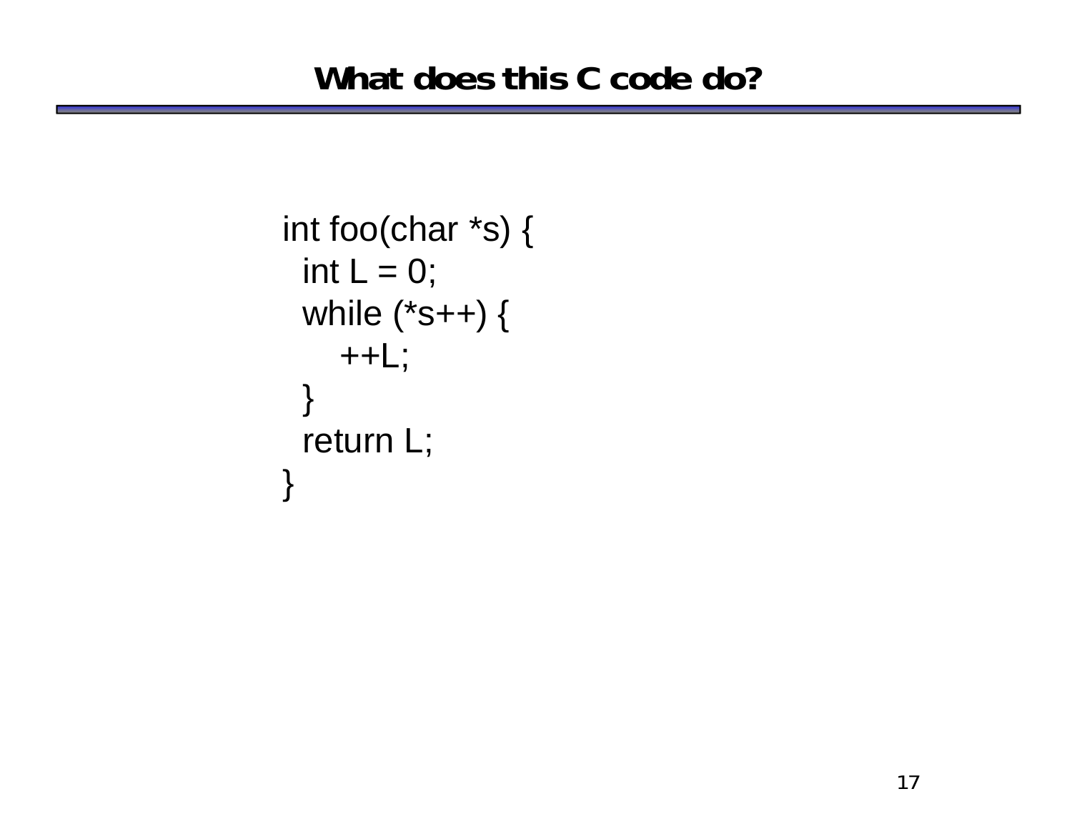# What does this C code do?

```
int foo(char *s) {
  int L = 0;
  while (*s++) {
     ++L;
  }
  return L;
}
```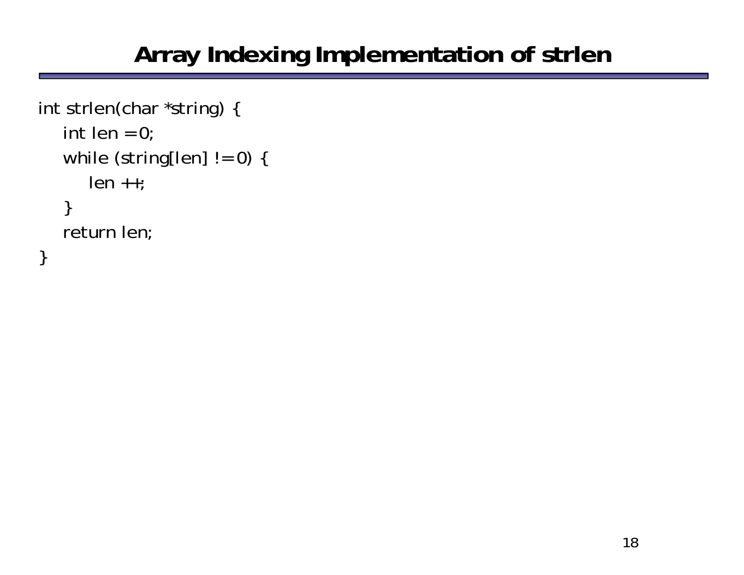# Array Indexing Implementation of strlen

```
int strlen(char *string) {
    int len = 0;
    while (string[len] != 0) {
        len ++;
    }
    return len;
}
```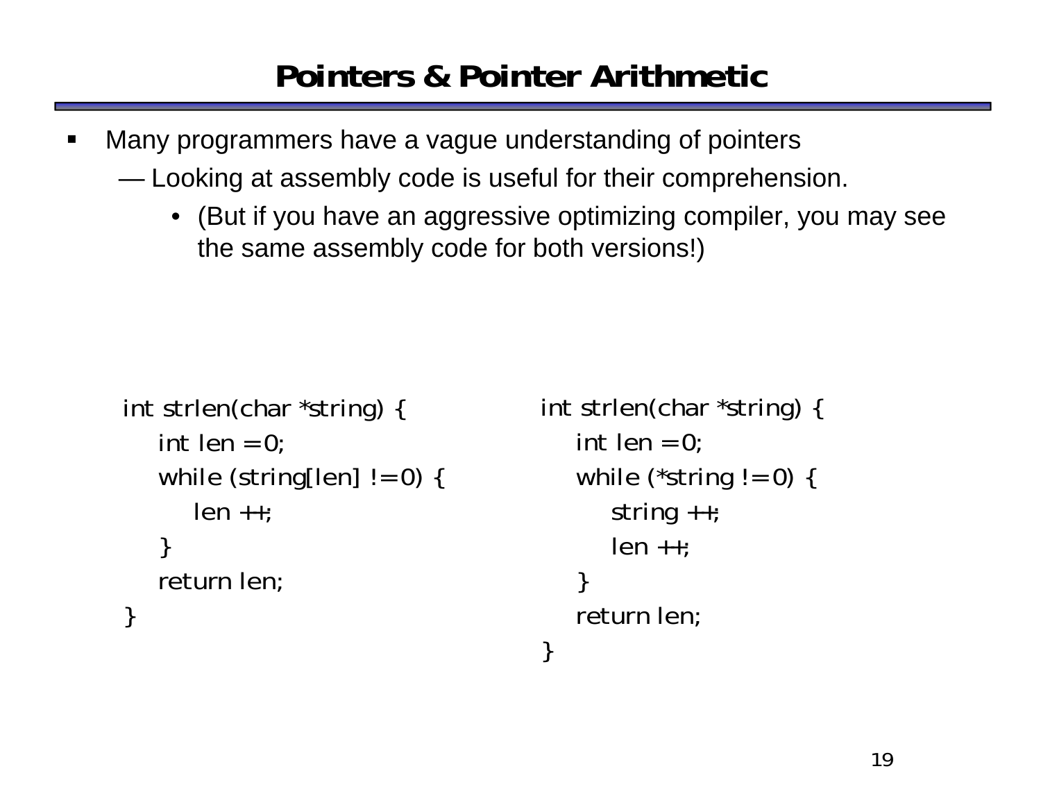# Pointers & Pointer Arithmetic

- Many programmers have a vague understanding of pointers
  - Looking at assembly code is useful for their comprehension.
    - (But if you have an aggressive optimizing compiler, you may see the same assembly code for both versions!)

```
int strlen(char *string) {
    int len = 0;
    while (string[len] != 0) {
        len ++;
    }
    return len;
}
```

```
int strlen(char *string) {
    int len = 0;
    while (*string != 0) {
        string ++;
        len ++;
    }
    return len;
}
```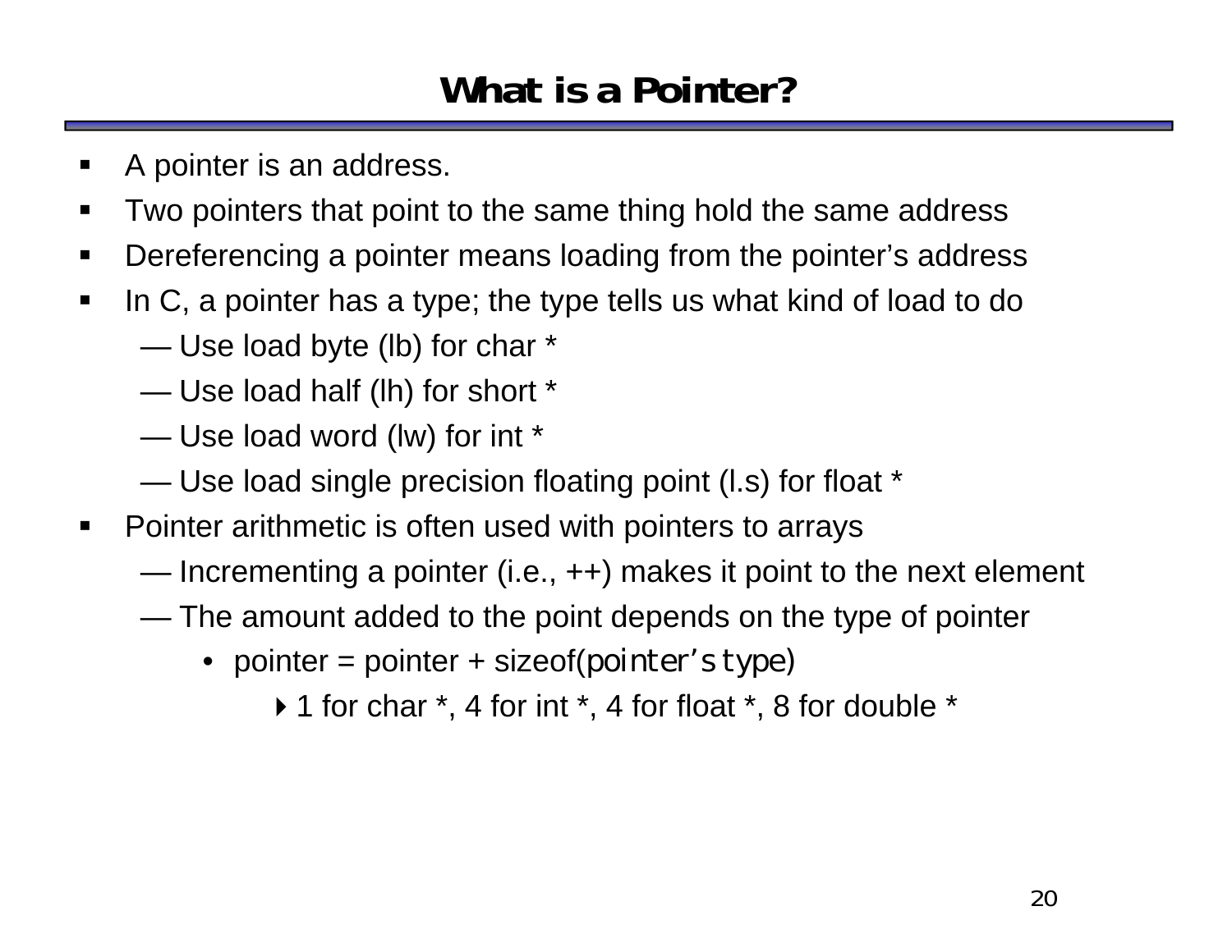# What is a Pointer?

- A pointer is an address.
- Two pointers that point to the same thing hold the same address
- Dereferencing a pointer means loading from the pointer's address
- In C, a pointer has a type; the type tells us what kind of load to do
  - Use load byte (lb) for char *
  - Use load half (lh) for short *
  - Use load word (lw) for int *
  - Use load single precision floating point (l.s) for float *
- Pointer arithmetic is often used with pointers to arrays
  - Incrementing a pointer (i.e., ++) makes it point to the next element
  - The amount added to the point depends on the type of pointer
    - pointer = pointer + sizeof(pointer's type)
      - 1 for char *, 4 for int *, 4 for float *, 8 for double *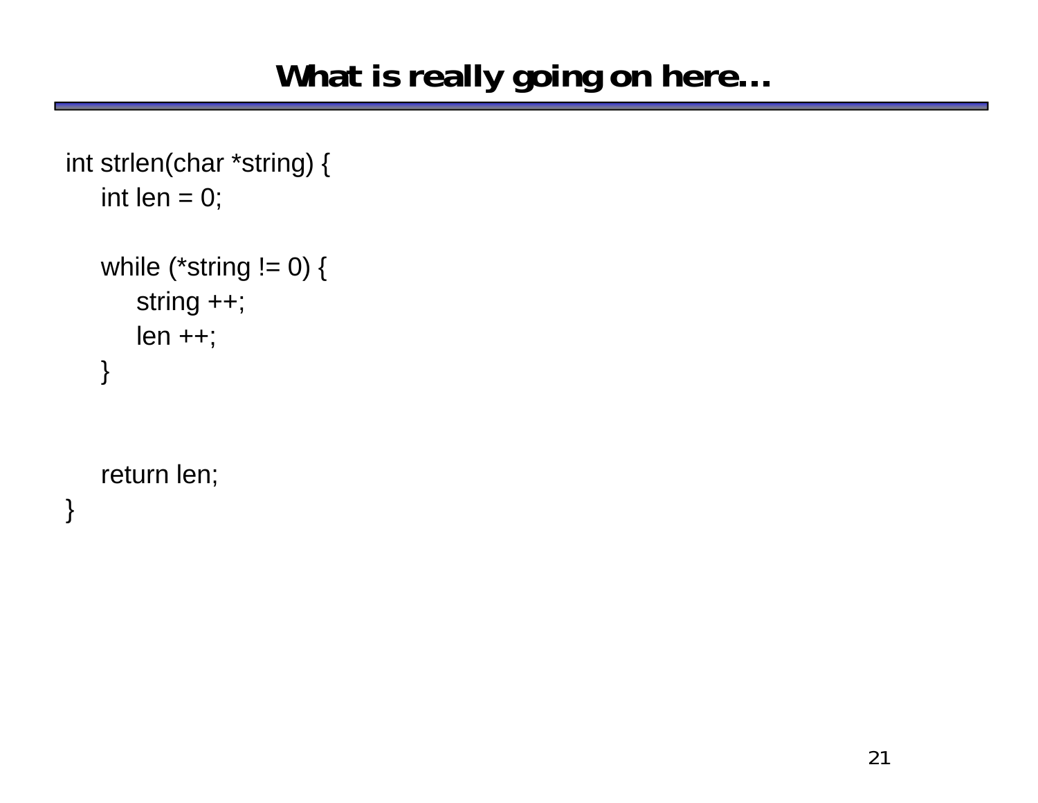# What is really going on here…

```
int strlen(char *string) {
    int len = 0;

    while (*string != 0) {
        string ++;
        len ++;
    }


    return len;
}
```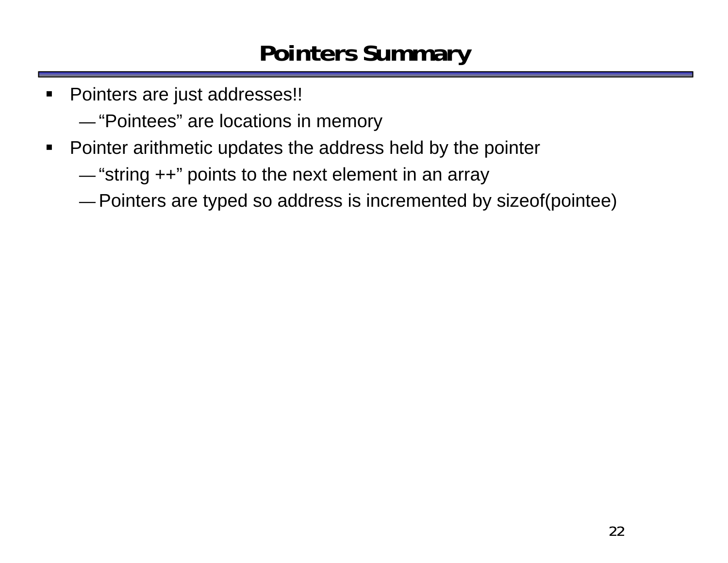# Pointers Summary

- Pointers are just addresses!!
  - “Pointees” are locations in memory
- Pointer arithmetic updates the address held by the pointer
  - “string ++” points to the next element in an array
  - Pointers are typed so address is incremented by sizeof(pointee)